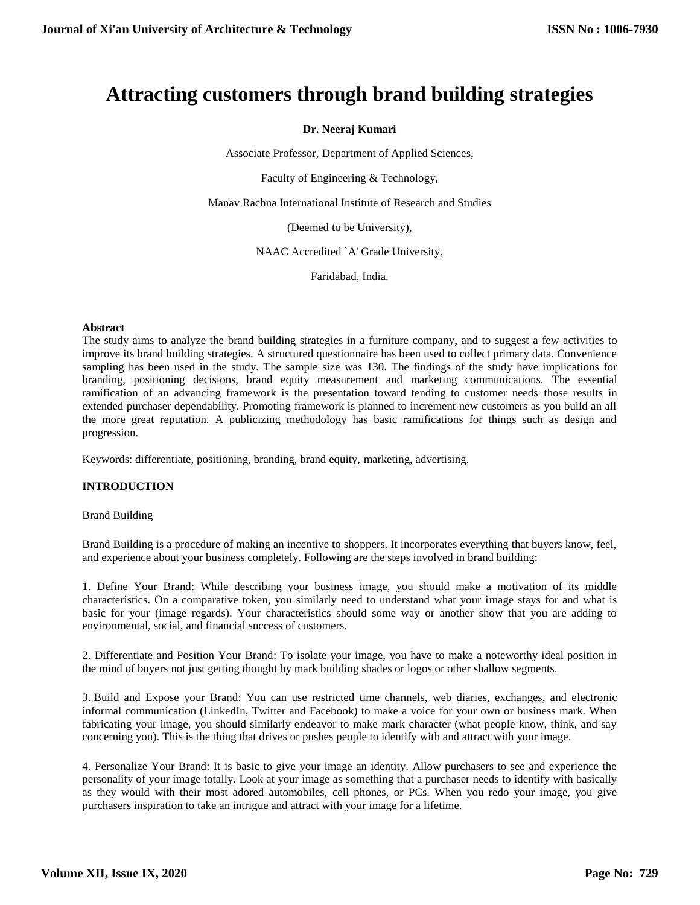# Attracting customers through brand building strategies

**Dr. Neeraj Kumari**

Associate Professor, Department of Applied Sciences,

Faculty of Engineering & Technology,

Manav Rachna International Institute of Research and Studies

(Deemed to be University),

NAAC Accredited `A' Grade University,

Faridabad, India.

**Abstract**

The study aims to analyze the brand building strategies in a furniture company, and to suggest a few activities to improve its brand building strategies. A structured questionnaire has been used to collect primary data. Convenience sampling has been used in the study. The sample size was 130. The findings of the study have implications for branding, positioning decisions, brand equity measurement and marketing communications. The essential ramification of an advancing framework is the presentation toward tending to customer needs those results in extended purchaser dependability. Promoting framework is planned to increment new customers as you build an all the more great reputation. A publicizing methodology has basic ramifications for things such as design and progression.

Keywords: differentiate, positioning, branding, brand equity, marketing, advertising.

## INTRODUCTION

Brand Building

Brand Building is a procedure of making an incentive to shoppers. It incorporates everything that buyers know, feel, and experience about your business completely. Following are the steps involved in brand building:

1. Define Your Brand: While describing your business image, you should make a motivation of its middle characteristics. On a comparative token, you similarly need to understand what your image stays for and what is basic for your (image regards). Your characteristics should some way or another show that you are adding to environmental, social, and financial success of customers.

2. Differentiate and Position Your Brand: To isolate your image, you have to make a noteworthy ideal position in the mind of buyers not just getting thought by mark building shades or logos or other shallow segments.

3. Build and Expose your Brand: You can use restricted time channels, web diaries, exchanges, and electronic informal communication (LinkedIn, Twitter and Facebook) to make a voice for your own or business mark. When fabricating your image, you should similarly endeavor to make mark character (what people know, think, and say concerning you). This is the thing that drives or pushes people to identify with and attract with your image.

4. Personalize Your Brand: It is basic to give your image an identity. Allow purchasers to see and experience the personality of your image totally. Look at your image as something that a purchaser needs to identify with basically as they would with their most adored automobiles, cell phones, or PCs. When you redo your image, you give purchasers inspiration to take an intrigue and attract with your image for a lifetime.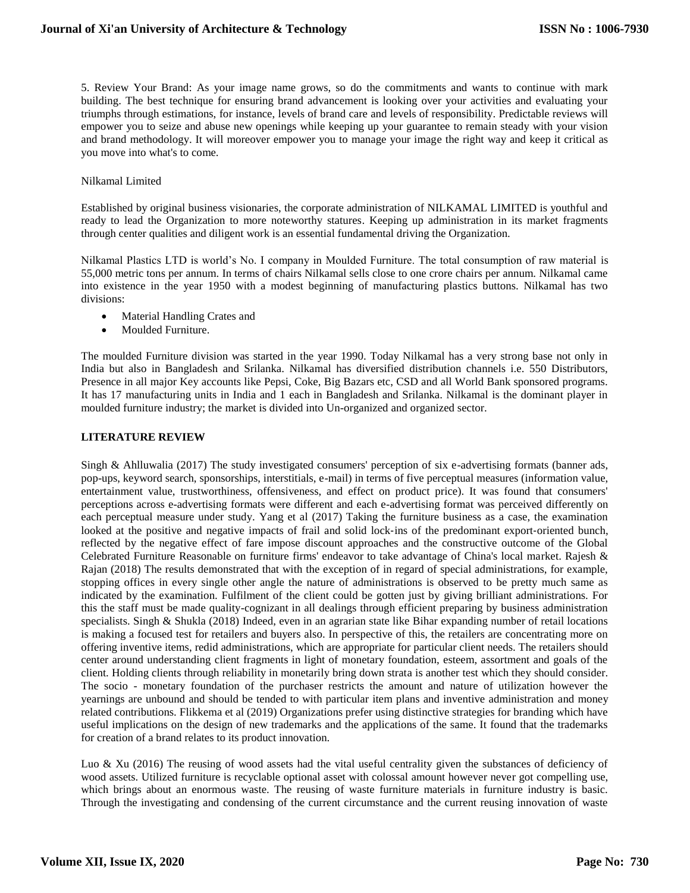5. Review Your Brand: As your image name grows, so do the commitments and wants to continue with mark building. The best technique for ensuring brand advancement is looking over your activities and evaluating your triumphs through estimations, for instance, levels of brand care and levels of responsibility. Predictable reviews will empower you to seize and abuse new openings while keeping up your guarantee to remain steady with your vision and brand methodology. It will moreover empower you to manage your image the right way and keep it critical as you move into what's to come.

Nilkamal Limited

Established by original business visionaries, the corporate administration of NILKAMAL LIMITED is youthful and ready to lead the Organization to more noteworthy statures. Keeping up administration in its market fragments through center qualities and diligent work is an essential fundamental driving the Organization.

Nilkamal Plastics LTD is world's No. I company in Moulded Furniture. The total consumption of raw material is 55,000 metric tons per annum. In terms of chairs Nilkamal sells close to one crore chairs per annum. Nilkamal came into existence in the year 1950 with a modest beginning of manufacturing plastics buttons. Nilkamal has two divisions:

- Material Handling Crates and
- Moulded Furniture.

The moulded Furniture division was started in the year 1990. Today Nilkamal has a very strong base not only in India but also in Bangladesh and Srilanka. Nilkamal has diversified distribution channels i.e. 550 Distributors, Presence in all major Key accounts like Pepsi, Coke, Big Bazars etc, CSD and all World Bank sponsored programs. It has 17 manufacturing units in India and 1 each in Bangladesh and Srilanka. Nilkamal is the dominant player in moulded furniture industry; the market is divided into Un-organized and organized sector.

## LITERATURE REVIEW

Singh & Ahlluwalia (2017) The study investigated consumers' perception of six e-advertising formats (banner ads, pop-ups, keyword search, sponsorships, interstitials, e-mail) in terms of five perceptual measures (information value, entertainment value, trustworthiness, offensiveness, and effect on product price). It was found that consumers' perceptions across e-advertising formats were different and each e-advertising format was perceived differently on each perceptual measure under study. Yang et al (2017) Taking the furniture business as a case, the examination looked at the positive and negative impacts of frail and solid lock-ins of the predominant export-oriented bunch, reflected by the negative effect of fare impose discount approaches and the constructive outcome of the Global Celebrated Furniture Reasonable on furniture firms' endeavor to take advantage of China's local market. Rajesh & Rajan (2018) The results demonstrated that with the exception of in regard of special administrations, for example, stopping offices in every single other angle the nature of administrations is observed to be pretty much same as indicated by the examination. Fulfilment of the client could be gotten just by giving brilliant administrations. For this the staff must be made quality-cognizant in all dealings through efficient preparing by business administration specialists. Singh & Shukla (2018) Indeed, even in an agrarian state like Bihar expanding number of retail locations is making a focused test for retailers and buyers also. In perspective of this, the retailers are concentrating more on offering inventive items, redid administrations, which are appropriate for particular client needs. The retailers should center around understanding client fragments in light of monetary foundation, esteem, assortment and goals of the client. Holding clients through reliability in monetarily bring down strata is another test which they should consider. The socio - monetary foundation of the purchaser restricts the amount and nature of utilization however the yearnings are unbound and should be tended to with particular item plans and inventive administration and money related contributions. Flikkema et al (2019) Organizations prefer using distinctive strategies for branding which have useful implications on the design of new trademarks and the applications of the same. It found that the trademarks for creation of a brand relates to its product innovation.

Luo & Xu (2016) The reusing of wood assets had the vital useful centrality given the substances of deficiency of wood assets. Utilized furniture is recyclable optional asset with colossal amount however never got compelling use, which brings about an enormous waste. The reusing of waste furniture materials in furniture industry is basic. Through the investigating and condensing of the current circumstance and the current reusing innovation of waste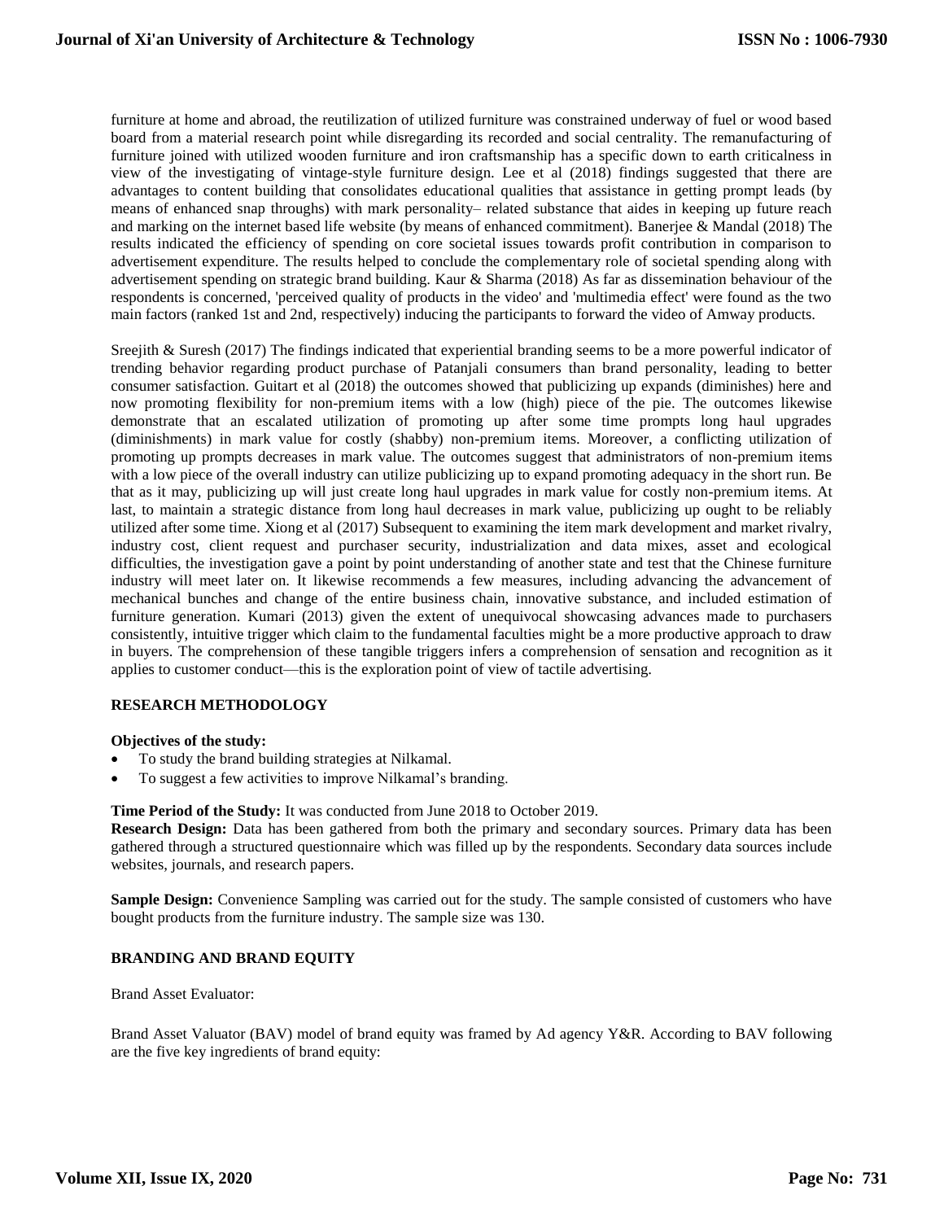furniture at home and abroad, the reutilization of utilized furniture was constrained underway of fuel or wood based board from a material research point while disregarding its recorded and social centrality. The remanufacturing of furniture joined with utilized wooden furniture and iron craftsmanship has a specific down to earth criticalness in view of the investigating of vintage-style furniture design. Lee et al (2018) findings suggested that there are advantages to content building that consolidates educational qualities that assistance in getting prompt leads (by means of enhanced snap throughs) with mark personality– related substance that aides in keeping up future reach and marking on the internet based life website (by means of enhanced commitment). Banerjee & Mandal (2018) The results indicated the efficiency of spending on core societal issues towards profit contribution in comparison to advertisement expenditure. The results helped to conclude the complementary role of societal spending along with advertisement spending on strategic brand building. Kaur & Sharma (2018) As far as dissemination behaviour of the respondents is concerned, 'perceived quality of products in the video' and 'multimedia effect' were found as the two main factors (ranked 1st and 2nd, respectively) inducing the participants to forward the video of Amway products.

Sreejith & Suresh (2017) The findings indicated that experiential branding seems to be a more powerful indicator of trending behavior regarding product purchase of Patanjali consumers than brand personality, leading to better consumer satisfaction. Guitart et al (2018) the outcomes showed that publicizing up expands (diminishes) here and now promoting flexibility for non-premium items with a low (high) piece of the pie. The outcomes likewise demonstrate that an escalated utilization of promoting up after some time prompts long haul upgrades (diminishments) in mark value for costly (shabby) non-premium items. Moreover, a conflicting utilization of promoting up prompts decreases in mark value. The outcomes suggest that administrators of non-premium items with a low piece of the overall industry can utilize publicizing up to expand promoting adequacy in the short run. Be that as it may, publicizing up will just create long haul upgrades in mark value for costly non-premium items. At last, to maintain a strategic distance from long haul decreases in mark value, publicizing up ought to be reliably utilized after some time. Xiong et al (2017) Subsequent to examining the item mark development and market rivalry, industry cost, client request and purchaser security, industrialization and data mixes, asset and ecological difficulties, the investigation gave a point by point understanding of another state and test that the Chinese furniture industry will meet later on. It likewise recommends a few measures, including advancing the advancement of mechanical bunches and change of the entire business chain, innovative substance, and included estimation of furniture generation. Kumari (2013) given the extent of unequivocal showcasing advances made to purchasers consistently, intuitive trigger which claim to the fundamental faculties might be a more productive approach to draw in buyers. The comprehension of these tangible triggers infers a comprehension of sensation and recognition as it applies to customer conduct—this is the exploration point of view of tactile advertising.

## RESEARCH METHODOLOGY

**Objectives of the study:**

- To study the brand building strategies at Nilkamal.
- To suggest a few activities to improve Nilkamal's branding.

**Time Period of the Study:** It was conducted from June 2018 to October 2019.

**Research Design:** Data has been gathered from both the primary and secondary sources. Primary data has been gathered through a structured questionnaire which was filled up by the respondents. Secondary data sources include websites, journals, and research papers.

**Sample Design:** Convenience Sampling was carried out for the study. The sample consisted of customers who have bought products from the furniture industry. The sample size was 130.

## BRANDING AND BRAND EQUITY

Brand Asset Evaluator:

Brand Asset Valuator (BAV) model of brand equity was framed by Ad agency Y&R. According to BAV following are the five key ingredients of brand equity: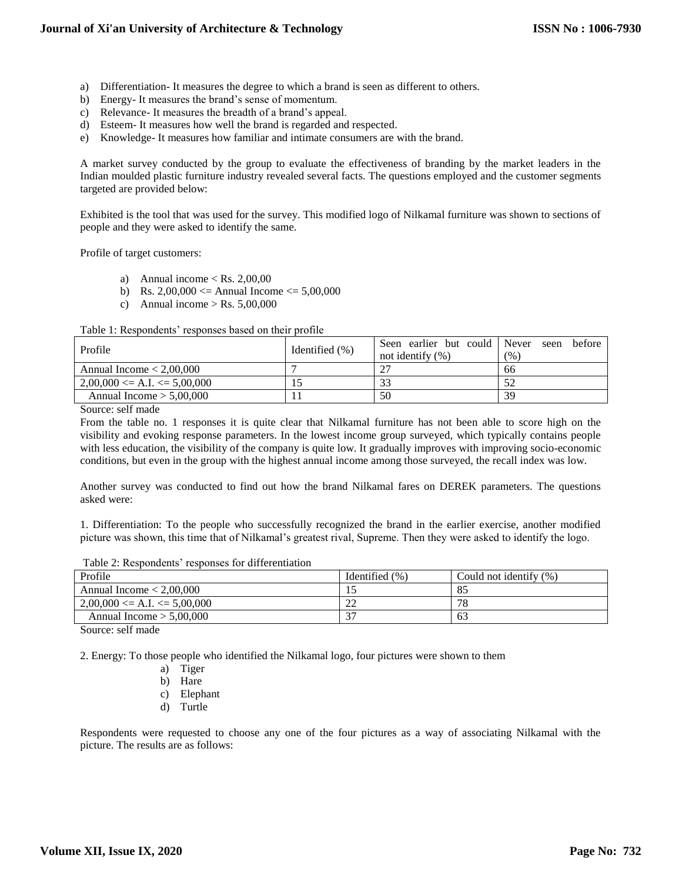a) Differentiation- It measures the degree to which a brand is seen as different to others.
b) Energy- It measures the brand's sense of momentum.
c) Relevance- It measures the breadth of a brand's appeal.
d) Esteem- It measures how well the brand is regarded and respected.
e) Knowledge- It measures how familiar and intimate consumers are with the brand.

A market survey conducted by the group to evaluate the effectiveness of branding by the market leaders in the Indian moulded plastic furniture industry revealed several facts. The questions employed and the customer segments targeted are provided below:

Exhibited is the tool that was used for the survey. This modified logo of Nilkamal furniture was shown to sections of people and they were asked to identify the same.

Profile of target customers:

a) Annual income < Rs. 2,00,00
b) Rs. 2,00,000 <= Annual Income <= 5,00,000
c) Annual income > Rs. 5,00,000

Table 1: Respondents' responses based on their profile

| Profile | Identified (%) | Seen earlier but could not identify (%) | Never seen before (%) |
|---|---|---|---|
| Annual Income < 2,00,000 | 7 | 27 | 66 |
| 2,00,000 <= A.I. <= 5,00,000 | 15 | 33 | 52 |
| Annual Income > 5,00,000 | 11 | 50 | 39 |

Source: self made

From the table no. 1 responses it is quite clear that Nilkamal furniture has not been able to score high on the visibility and evoking response parameters. In the lowest income group surveyed, which typically contains people with less education, the visibility of the company is quite low. It gradually improves with improving socio-economic conditions, but even in the group with the highest annual income among those surveyed, the recall index was low.

Another survey was conducted to find out how the brand Nilkamal fares on DEREK parameters. The questions asked were:

1. Differentiation: To the people who successfully recognized the brand in the earlier exercise, another modified picture was shown, this time that of Nilkamal's greatest rival, Supreme. Then they were asked to identify the logo.

Table 2: Respondents' responses for differentiation

| Profile | Identified (%) | Could not identify (%) |
|---|---|---|
| Annual Income < 2,00,000 | 15 | 85 |
| 2,00,000 <= A.I. <= 5,00,000 | 22 | 78 |
| Annual Income > 5,00,000 | 37 | 63 |

Source: self made

2. Energy: To those people who identified the Nilkamal logo, four pictures were shown to them

a) Tiger
b) Hare
c) Elephant
d) Turtle

Respondents were requested to choose any one of the four pictures as a way of associating Nilkamal with the picture. The results are as follows: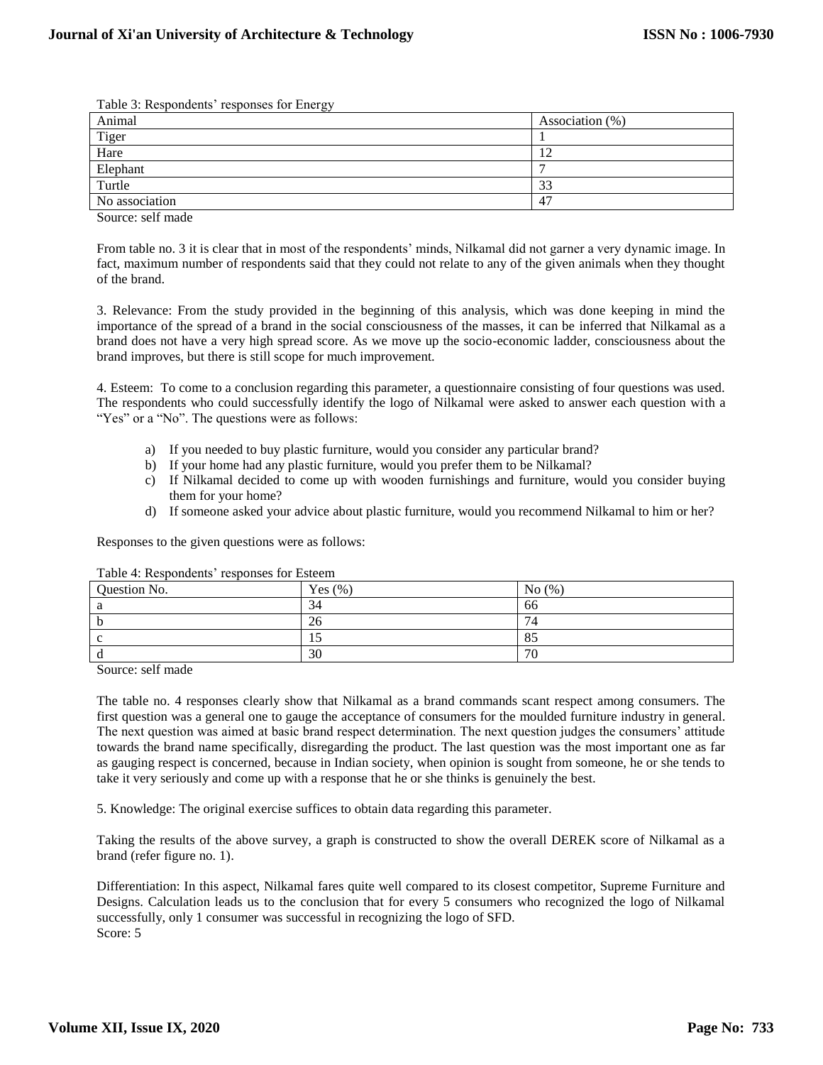Table 3: Respondents' responses for Energy

| Animal | Association (%) |
|---|---|
| Tiger | 1 |
| Hare | 12 |
| Elephant | 7 |
| Turtle | 33 |
| No association | 47 |

Source: self made

From table no. 3 it is clear that in most of the respondents' minds, Nilkamal did not garner a very dynamic image. In fact, maximum number of respondents said that they could not relate to any of the given animals when they thought of the brand.

3. Relevance: From the study provided in the beginning of this analysis, which was done keeping in mind the importance of the spread of a brand in the social consciousness of the masses, it can be inferred that Nilkamal as a brand does not have a very high spread score. As we move up the socio-economic ladder, consciousness about the brand improves, but there is still scope for much improvement.

4. Esteem: To come to a conclusion regarding this parameter, a questionnaire consisting of four questions was used. The respondents who could successfully identify the logo of Nilkamal were asked to answer each question with a "Yes" or a "No". The questions were as follows:

a) If you needed to buy plastic furniture, would you consider any particular brand?
b) If your home had any plastic furniture, would you prefer them to be Nilkamal?
c) If Nilkamal decided to come up with wooden furnishings and furniture, would you consider buying them for your home?
d) If someone asked your advice about plastic furniture, would you recommend Nilkamal to him or her?

Responses to the given questions were as follows:

Table 4: Respondents' responses for Esteem

| Question No. | Yes (%) | No (%) |
|---|---|---|
| a | 34 | 66 |
| b | 26 | 74 |
| c | 15 | 85 |
| d | 30 | 70 |

Source: self made

The table no. 4 responses clearly show that Nilkamal as a brand commands scant respect among consumers. The first question was a general one to gauge the acceptance of consumers for the moulded furniture industry in general. The next question was aimed at basic brand respect determination. The next question judges the consumers' attitude towards the brand name specifically, disregarding the product. The last question was the most important one as far as gauging respect is concerned, because in Indian society, when opinion is sought from someone, he or she tends to take it very seriously and come up with a response that he or she thinks is genuinely the best.

5. Knowledge: The original exercise suffices to obtain data regarding this parameter.

Taking the results of the above survey, a graph is constructed to show the overall DEREK score of Nilkamal as a brand (refer figure no. 1).

Differentiation: In this aspect, Nilkamal fares quite well compared to its closest competitor, Supreme Furniture and Designs. Calculation leads us to the conclusion that for every 5 consumers who recognized the logo of Nilkamal successfully, only 1 consumer was successful in recognizing the logo of SFD.
Score: 5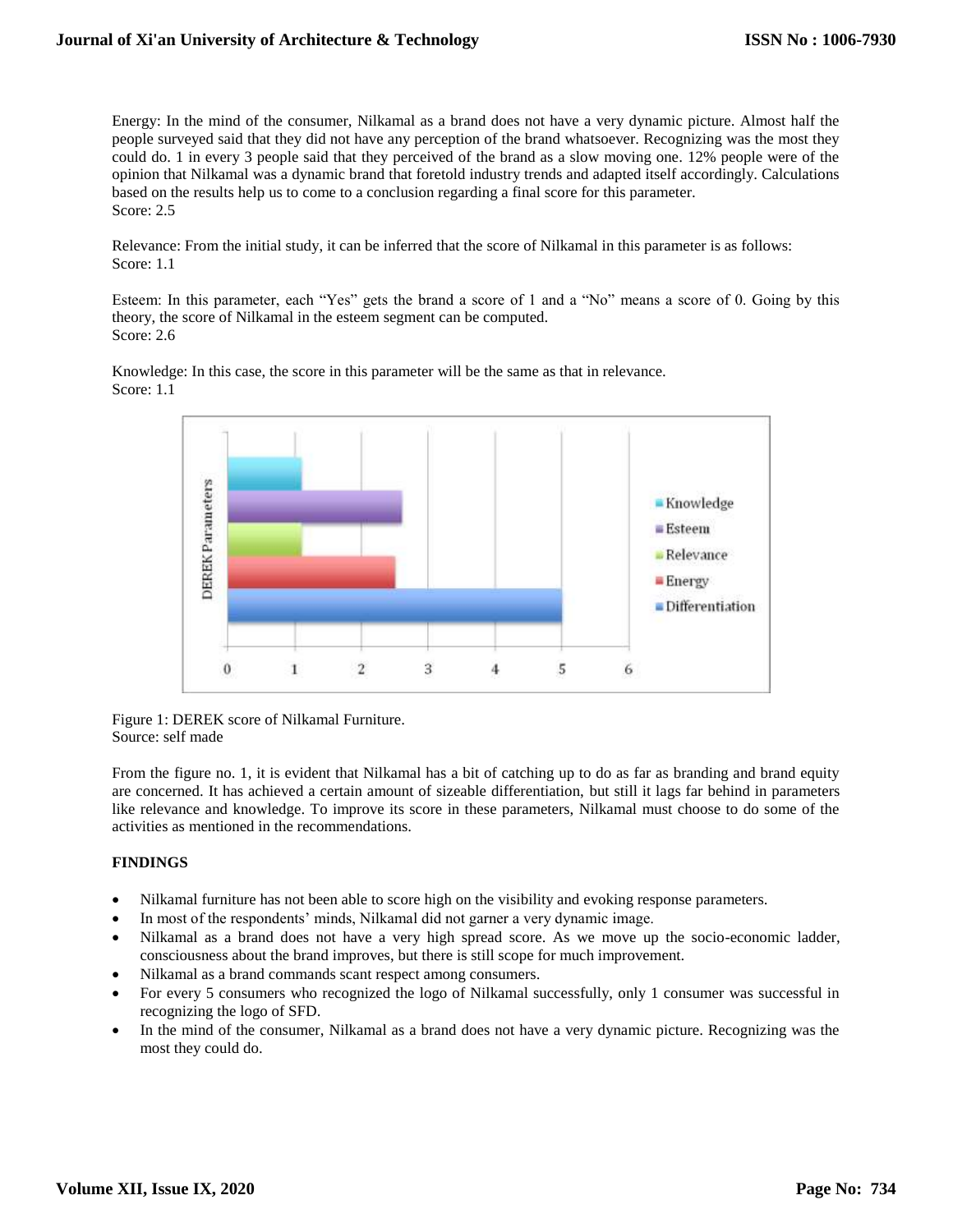Energy: In the mind of the consumer, Nilkamal as a brand does not have a very dynamic picture. Almost half the people surveyed said that they did not have any perception of the brand whatsoever. Recognizing was the most they could do. 1 in every 3 people said that they perceived of the brand as a slow moving one. 12% people were of the opinion that Nilkamal was a dynamic brand that foretold industry trends and adapted itself accordingly. Calculations based on the results help us to come to a conclusion regarding a final score for this parameter.
Score: 2.5

Relevance: From the initial study, it can be inferred that the score of Nilkamal in this parameter is as follows:
Score: 1.1

Esteem: In this parameter, each "Yes" gets the brand a score of 1 and a "No" means a score of 0. Going by this theory, the score of Nilkamal in the esteem segment can be computed.
Score: 2.6

Knowledge: In this case, the score in this parameter will be the same as that in relevance.
Score: 1.1

Figure 1: DEREK score of Nilkamal Furniture.
Source: self made

From the figure no. 1, it is evident that Nilkamal has a bit of catching up to do as far as branding and brand equity are concerned. It has achieved a certain amount of sizeable differentiation, but still it lags far behind in parameters like relevance and knowledge. To improve its score in these parameters, Nilkamal must choose to do some of the activities as mentioned in the recommendations.

## FINDINGS

- Nilkamal furniture has not been able to score high on the visibility and evoking response parameters.
- In most of the respondents' minds, Nilkamal did not garner a very dynamic image.
- Nilkamal as a brand does not have a very high spread score. As we move up the socio-economic ladder, consciousness about the brand improves, but there is still scope for much improvement.
- Nilkamal as a brand commands scant respect among consumers.
- For every 5 consumers who recognized the logo of Nilkamal successfully, only 1 consumer was successful in recognizing the logo of SFD.
- In the mind of the consumer, Nilkamal as a brand does not have a very dynamic picture. Recognizing was the most they could do.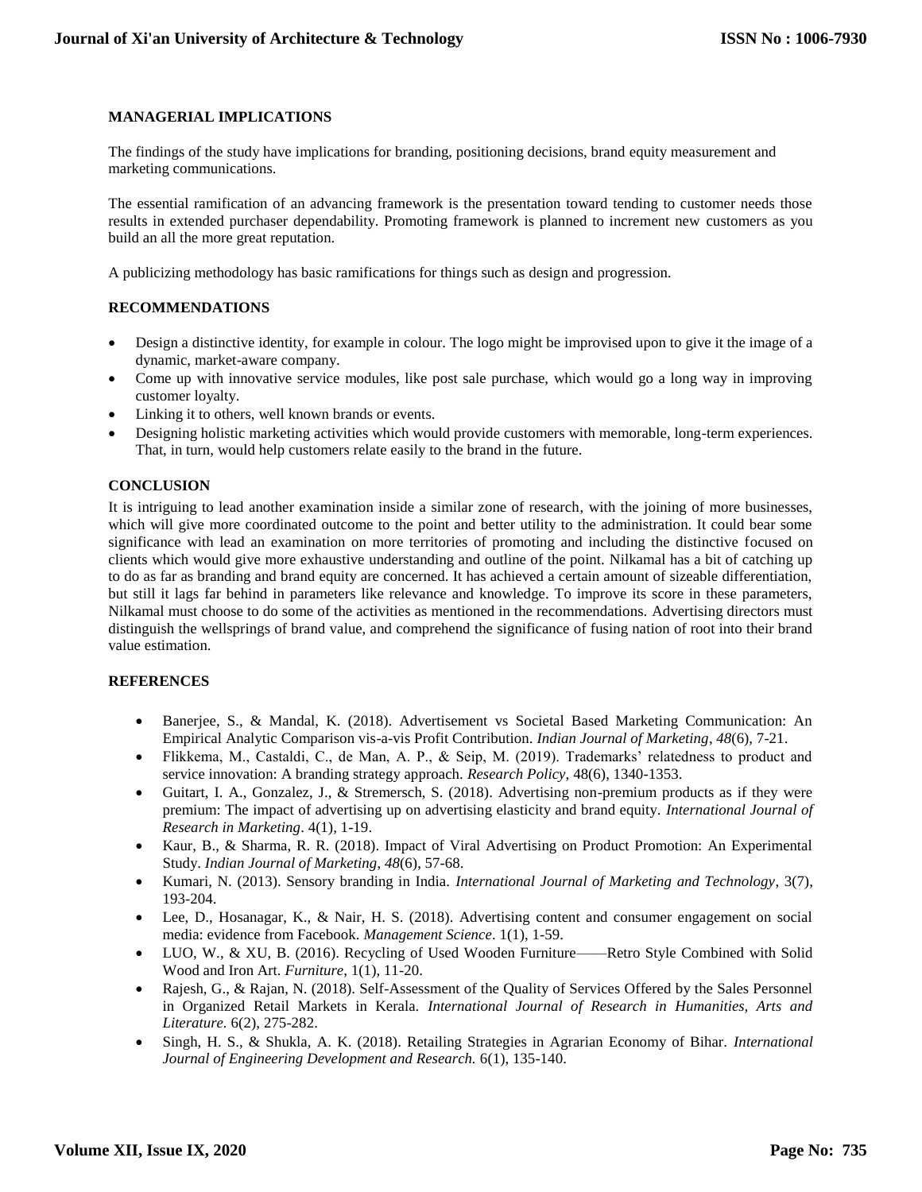## MANAGERIAL IMPLICATIONS

The findings of the study have implications for branding, positioning decisions, brand equity measurement and marketing communications.

The essential ramification of an advancing framework is the presentation toward tending to customer needs those results in extended purchaser dependability. Promoting framework is planned to increment new customers as you build an all the more great reputation.

A publicizing methodology has basic ramifications for things such as design and progression.

## RECOMMENDATIONS

- Design a distinctive identity, for example in colour. The logo might be improvised upon to give it the image of a dynamic, market-aware company.
- Come up with innovative service modules, like post sale purchase, which would go a long way in improving customer loyalty.
- Linking it to others, well known brands or events.
- Designing holistic marketing activities which would provide customers with memorable, long-term experiences. That, in turn, would help customers relate easily to the brand in the future.

## CONCLUSION

It is intriguing to lead another examination inside a similar zone of research, with the joining of more businesses, which will give more coordinated outcome to the point and better utility to the administration. It could bear some significance with lead an examination on more territories of promoting and including the distinctive focused on clients which would give more exhaustive understanding and outline of the point. Nilkamal has a bit of catching up to do as far as branding and brand equity are concerned. It has achieved a certain amount of sizeable differentiation, but still it lags far behind in parameters like relevance and knowledge. To improve its score in these parameters, Nilkamal must choose to do some of the activities as mentioned in the recommendations. Advertising directors must distinguish the wellsprings of brand value, and comprehend the significance of fusing nation of root into their brand value estimation.

## REFERENCES

- Banerjee, S., & Mandal, K. (2018). Advertisement vs Societal Based Marketing Communication: An Empirical Analytic Comparison vis-a-vis Profit Contribution. *Indian Journal of Marketing*, *48*(6), 7-21.
- Flikkema, M., Castaldi, C., de Man, A. P., & Seip, M. (2019). Trademarks' relatedness to product and service innovation: A branding strategy approach. *Research Policy*, 48(6), 1340-1353.
- Guitart, I. A., Gonzalez, J., & Stremersch, S. (2018). Advertising non-premium products as if they were premium: The impact of advertising up on advertising elasticity and brand equity. *International Journal of Research in Marketing*. 4(1), 1-19.
- Kaur, B., & Sharma, R. R. (2018). Impact of Viral Advertising on Product Promotion: An Experimental Study. *Indian Journal of Marketing*, *48*(6), 57-68.
- Kumari, N. (2013). Sensory branding in India. *International Journal of Marketing and Technology*, 3(7), 193-204.
- Lee, D., Hosanagar, K., & Nair, H. S. (2018). Advertising content and consumer engagement on social media: evidence from Facebook. *Management Science*. 1(1), 1-59.
- LUO, W., & XU, B. (2016). Recycling of Used Wooden Furniture——Retro Style Combined with Solid Wood and Iron Art. *Furniture*, 1(1), 11-20.
- Rajesh, G., & Rajan, N. (2018). Self-Assessment of the Quality of Services Offered by the Sales Personnel in Organized Retail Markets in Kerala. *International Journal of Research in Humanities, Arts and Literature*. 6(2), 275-282.
- Singh, H. S., & Shukla, A. K. (2018). Retailing Strategies in Agrarian Economy of Bihar. *International Journal of Engineering Development and Research*. 6(1), 135-140.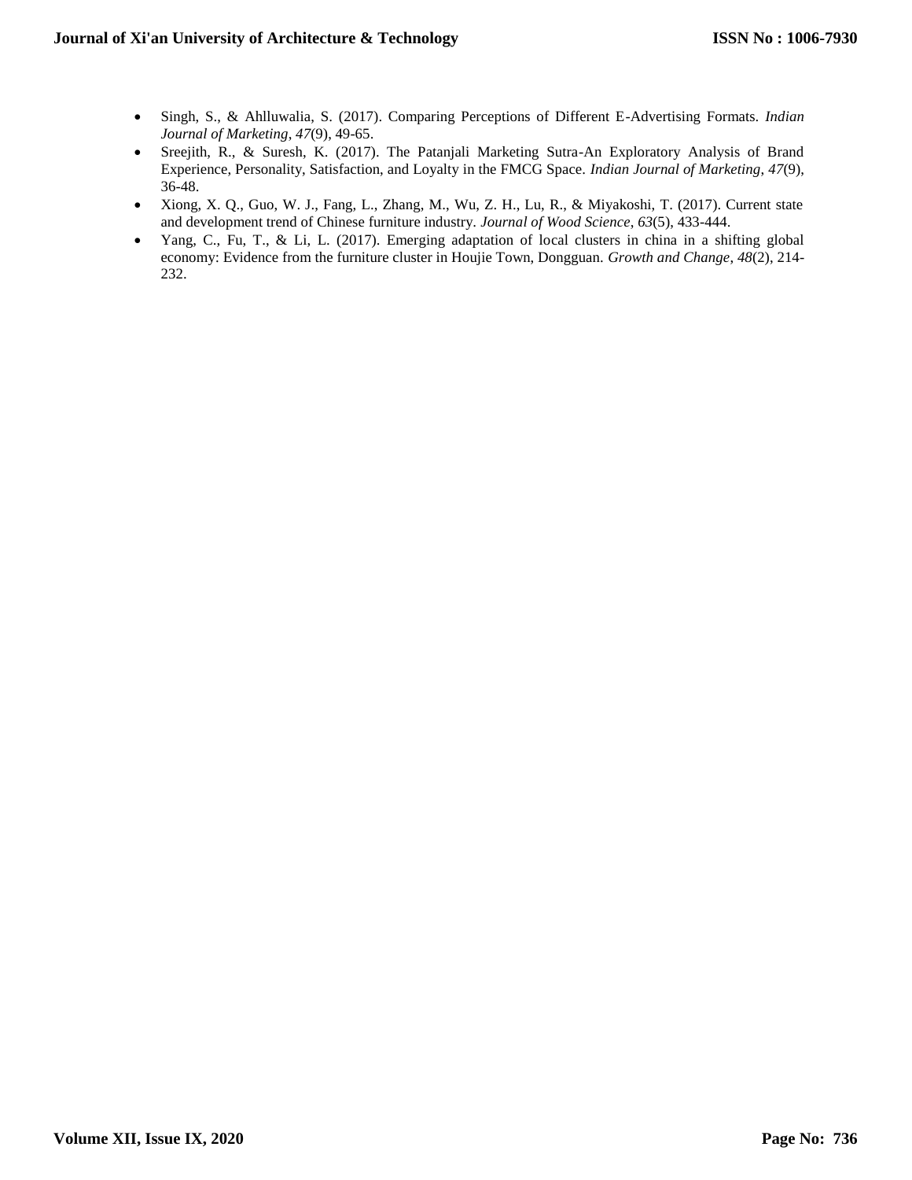- Singh, S., & Ahlluwalia, S. (2017). Comparing Perceptions of Different E-Advertising Formats. *Indian Journal of Marketing*, *47*(9), 49-65.
- Sreejith, R., & Suresh, K. (2017). The Patanjali Marketing Sutra-An Exploratory Analysis of Brand Experience, Personality, Satisfaction, and Loyalty in the FMCG Space. *Indian Journal of Marketing*, *47*(9), 36-48.
- Xiong, X. Q., Guo, W. J., Fang, L., Zhang, M., Wu, Z. H., Lu, R., & Miyakoshi, T. (2017). Current state and development trend of Chinese furniture industry. *Journal of Wood Science*, *63*(5), 433-444.
- Yang, C., Fu, T., & Li, L. (2017). Emerging adaptation of local clusters in china in a shifting global economy: Evidence from the furniture cluster in Houjie Town, Dongguan. *Growth and Change*, *48*(2), 214-232.